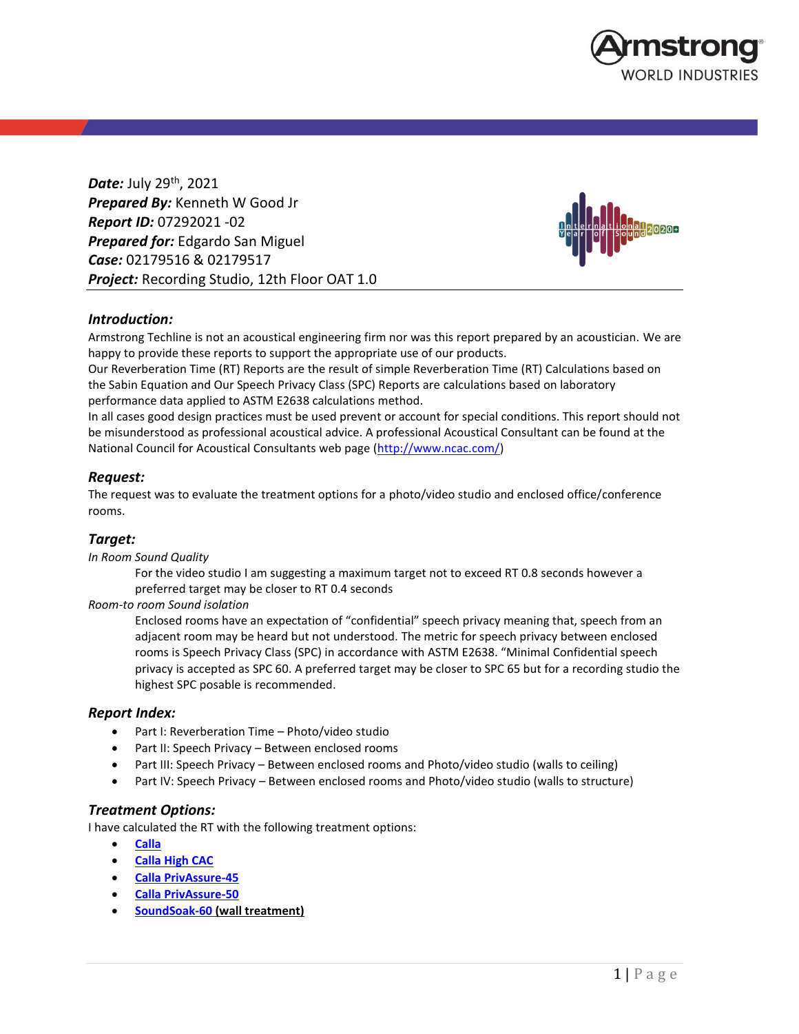**Date:** July 29th, 2021
**Prepared By:** Kenneth W Good Jr
**Report ID:** 07292021 -02
**Prepared for:** Edgardo San Miguel
**Case:** 02179516 & 02179517
**Project:** Recording Studio, 12th Floor OAT 1.0

## *Introduction:*

Armstrong Techline is not an acoustical engineering firm nor was this report prepared by an acoustician. We are happy to provide these reports to support the appropriate use of our products.
Our Reverberation Time (RT) Reports are the result of simple Reverberation Time (RT) Calculations based on the Sabin Equation and Our Speech Privacy Class (SPC) Reports are calculations based on laboratory performance data applied to ASTM E2638 calculations method.
In all cases good design practices must be used prevent or account for special conditions. This report should not be misunderstood as professional acoustical advice. A professional Acoustical Consultant can be found at the National Council for Acoustical Consultants web page (http://www.ncac.com/)

## *Request:*

The request was to evaluate the treatment options for a photo/video studio and enclosed office/conference rooms.

## *Target:*

*In Room Sound Quality*

For the video studio I am suggesting a maximum target not to exceed RT 0.8 seconds however a preferred target may be closer to RT 0.4 seconds

*Room-to room Sound isolation*

Enclosed rooms have an expectation of "confidential" speech privacy meaning that, speech from an adjacent room may be heard but not understood. The metric for speech privacy between enclosed rooms is Speech Privacy Class (SPC) in accordance with ASTM E2638. "Minimal Confidential speech privacy is accepted as SPC 60. A preferred target may be closer to SPC 65 but for a recording studio the highest SPC posable is recommended.

## *Report Index:*

- Part I: Reverberation Time – Photo/video studio
- Part II: Speech Privacy – Between enclosed rooms
- Part III: Speech Privacy – Between enclosed rooms and Photo/video studio (walls to ceiling)
- Part IV: Speech Privacy – Between enclosed rooms and Photo/video studio (walls to structure)

## *Treatment Options:*

I have calculated the RT with the following treatment options:

- Calla
- Calla High CAC
- Calla PrivAssure-45
- Calla PrivAssure-50
- SoundSoak-60 (wall treatment)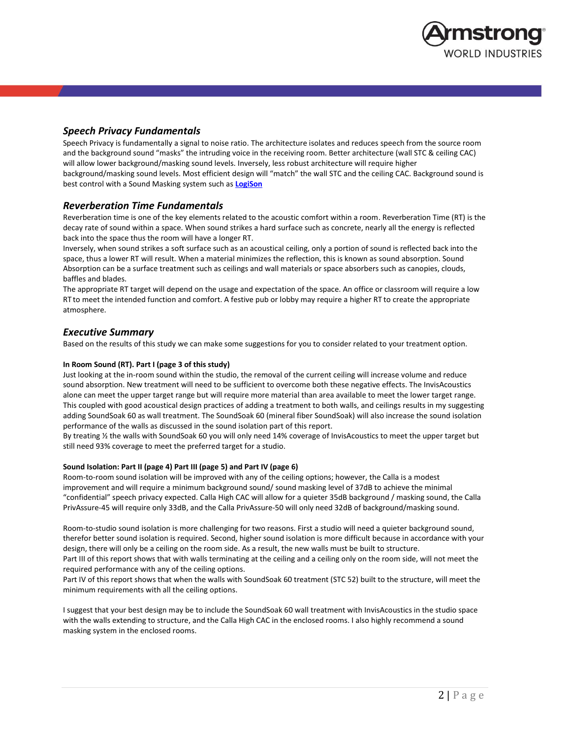## *Speech Privacy Fundamentals*

Speech Privacy is fundamentally a signal to noise ratio. The architecture isolates and reduces speech from the source room and the background sound "masks" the intruding voice in the receiving room. Better architecture (wall STC & ceiling CAC) will allow lower background/masking sound levels. Inversely, less robust architecture will require higher background/masking sound levels. Most efficient design will "match" the wall STC and the ceiling CAC. Background sound is best control with a Sound Masking system such as **LogiSon**

## *Reverberation Time Fundamentals*

Reverberation time is one of the key elements related to the acoustic comfort within a room. Reverberation Time (RT) is the decay rate of sound within a space. When sound strikes a hard surface such as concrete, nearly all the energy is reflected back into the space thus the room will have a longer RT.

Inversely, when sound strikes a soft surface such as an acoustical ceiling, only a portion of sound is reflected back into the space, thus a lower RT will result. When a material minimizes the reflection, this is known as sound absorption. Sound Absorption can be a surface treatment such as ceilings and wall materials or space absorbers such as canopies, clouds, baffles and blades.

The appropriate RT target will depend on the usage and expectation of the space. An office or classroom will require a low RT to meet the intended function and comfort. A festive pub or lobby may require a higher RT to create the appropriate atmosphere.

## *Executive Summary*

Based on the results of this study we can make some suggestions for you to consider related to your treatment option.

**In Room Sound (RT). Part I (page 3 of this study)**

Just looking at the in-room sound within the studio, the removal of the current ceiling will increase volume and reduce sound absorption. New treatment will need to be sufficient to overcome both these negative effects. The InvisAcoustics alone can meet the upper target range but will require more material than area available to meet the lower target range. This coupled with good acoustical design practices of adding a treatment to both walls, and ceilings results in my suggesting adding SoundSoak 60 as wall treatment. The SoundSoak 60 (mineral fiber SoundSoak) will also increase the sound isolation performance of the walls as discussed in the sound isolation part of this report.

By treating ½ the walls with SoundSoak 60 you will only need 14% coverage of InvisAcoustics to meet the upper target but still need 93% coverage to meet the preferred target for a studio.

**Sound Isolation: Part II (page 4) Part III (page 5) and Part IV (page 6)**

Room-to-room sound isolation will be improved with any of the ceiling options; however, the Calla is a modest improvement and will require a minimum background sound/ sound masking level of 37dB to achieve the minimal "confidential" speech privacy expected. Calla High CAC will allow for a quieter 35dB background / masking sound, the Calla PrivAssure-45 will require only 33dB, and the Calla PrivAssure-50 will only need 32dB of background/masking sound.

Room-to-studio sound isolation is more challenging for two reasons. First a studio will need a quieter background sound, therefor better sound isolation is required. Second, higher sound isolation is more difficult because in accordance with your design, there will only be a ceiling on the room side. As a result, the new walls must be built to structure.

Part III of this report shows that with walls terminating at the ceiling and a ceiling only on the room side, will not meet the required performance with any of the ceiling options.

Part IV of this report shows that when the walls with SoundSoak 60 treatment (STC 52) built to the structure, will meet the minimum requirements with all the ceiling options.

I suggest that your best design may be to include the SoundSoak 60 wall treatment with InvisAcoustics in the studio space with the walls extending to structure, and the Calla High CAC in the enclosed rooms. I also highly recommend a sound masking system in the enclosed rooms.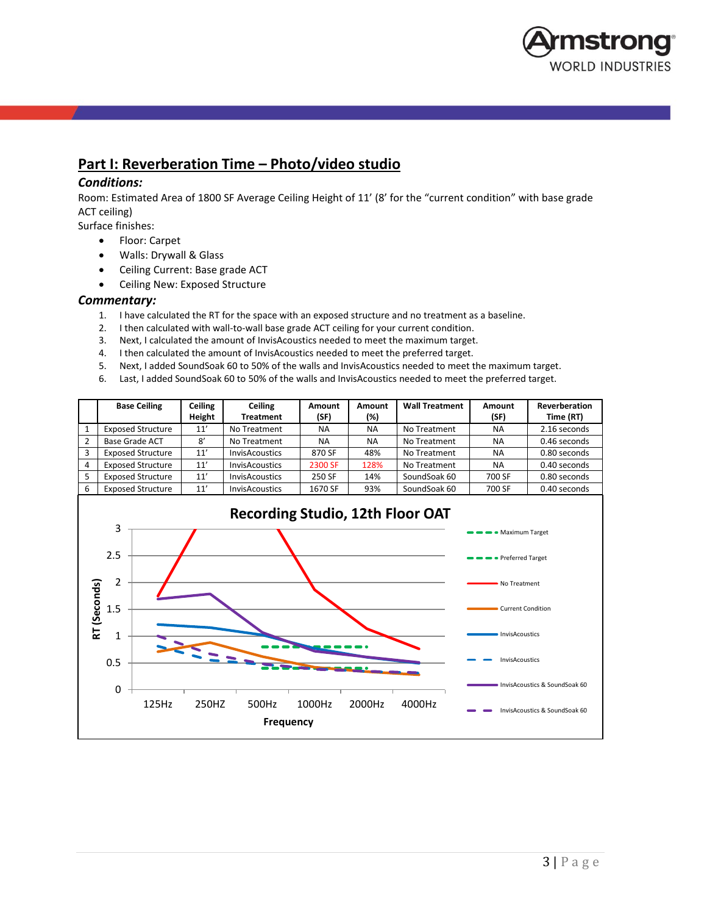## Part I: Reverberation Time – Photo/video studio

### *Conditions:*

Room: Estimated Area of 1800 SF Average Ceiling Height of 11' (8' for the "current condition" with base grade ACT ceiling)

Surface finishes:

- Floor: Carpet
- Walls: Drywall & Glass
- Ceiling Current: Base grade ACT
- Ceiling New: Exposed Structure

### *Commentary:*

1. I have calculated the RT for the space with an exposed structure and no treatment as a baseline.
2. I then calculated with wall-to-wall base grade ACT ceiling for your current condition.
3. Next, I calculated the amount of InvisAcoustics needed to meet the maximum target.
4. I then calculated the amount of InvisAcoustics needed to meet the preferred target.
5. Next, I added SoundSoak 60 to 50% of the walls and InvisAcoustics needed to meet the maximum target.
6. Last, I added SoundSoak 60 to 50% of the walls and InvisAcoustics needed to meet the preferred target.

| | Base Ceiling | Ceiling Height | Ceiling Treatment | Amount (SF) | Amount (%) | Wall Treatment | Amount (SF) | Reverberation Time (RT) |
|---|---|---|---|---|---|---|---|---|
| 1 | Exposed Structure | 11' | No Treatment | NA | NA | No Treatment | NA | 2.16 seconds |
| 2 | Base Grade ACT | 8' | No Treatment | NA | NA | No Treatment | NA | 0.46 seconds |
| 3 | Exposed Structure | 11' | InvisAcoustics | 870 SF | 48% | No Treatment | NA | 0.80 seconds |
| 4 | Exposed Structure | 11' | InvisAcoustics | 2300 SF | 128% | No Treatment | NA | 0.40 seconds |
| 5 | Exposed Structure | 11' | InvisAcoustics | 250 SF | 14% | SoundSoak 60 | 700 SF | 0.80 seconds |
| 6 | Exposed Structure | 11' | InvisAcoustics | 1670 SF | 93% | SoundSoak 60 | 700 SF | 0.40 seconds |

**Recording Studio, 12th Floor OAT**

RT (Seconds) vs. Frequency (125Hz, 250HZ, 500Hz, 1000Hz, 2000Hz, 4000Hz)

Legend: Maximum Target; Preferred Target; No Treatment; Current Condition; InvisAcoustics; InvisAcoustics; InvisAcoustics & SoundSoak 60; InvisAcoustics & SoundSoak 60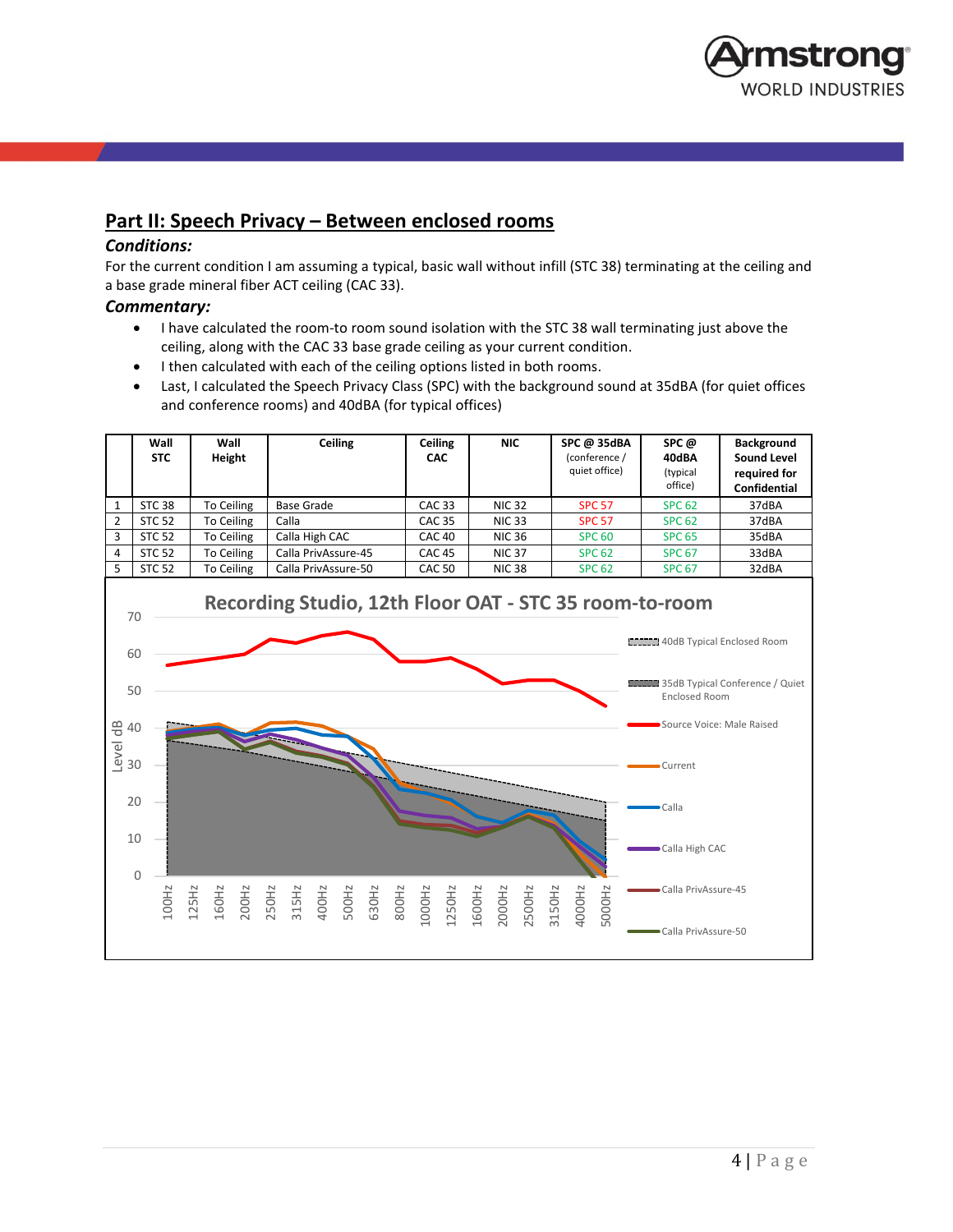## Part II: Speech Privacy – Between enclosed rooms

### *Conditions:*

For the current condition I am assuming a typical, basic wall without infill (STC 38) terminating at the ceiling and a base grade mineral fiber ACT ceiling (CAC 33).

### *Commentary:*

- I have calculated the room-to room sound isolation with the STC 38 wall terminating just above the ceiling, along with the CAC 33 base grade ceiling as your current condition.
- I then calculated with each of the ceiling options listed in both rooms.
- Last, I calculated the Speech Privacy Class (SPC) with the background sound at 35dBA (for quiet offices and conference rooms) and 40dBA (for typical offices)

| | Wall STC | Wall Height | Ceiling | Ceiling CAC | NIC | SPC @ 35dBA (conference / quiet office) | SPC @ 40dBA (typical office) | Background Sound Level required for Confidential |
|---|---|---|---|---|---|---|---|---|
| 1 | STC 38 | To Ceiling | Base Grade | CAC 33 | NIC 32 | SPC 57 | SPC 62 | 37dBA |
| 2 | STC 52 | To Ceiling | Calla | CAC 35 | NIC 33 | SPC 57 | SPC 62 | 37dBA |
| 3 | STC 52 | To Ceiling | Calla High CAC | CAC 40 | NIC 36 | SPC 60 | SPC 65 | 35dBA |
| 4 | STC 52 | To Ceiling | Calla PrivAssure-45 | CAC 45 | NIC 37 | SPC 62 | SPC 67 | 33dBA |
| 5 | STC 52 | To Ceiling | Calla PrivAssure-50 | CAC 50 | NIC 38 | SPC 62 | SPC 67 | 32dBA |

**Recording Studio, 12th Floor OAT - STC 35 room-to-room**

Legend: 40dB Typical Enclosed Room; 35dB Typical Conference / Quiet Enclosed Room; Source Voice: Male Raised; Current; Calla; Calla High CAC; Calla PrivAssure-45; Calla PrivAssure-50

Y-axis: Level dB (0–70). X-axis: 100Hz, 125Hz, 160Hz, 200Hz, 250Hz, 315Hz, 400Hz, 500Hz, 630Hz, 800Hz, 1000Hz, 1250Hz, 1600Hz, 2000Hz, 2500Hz, 3150Hz, 4000Hz, 5000Hz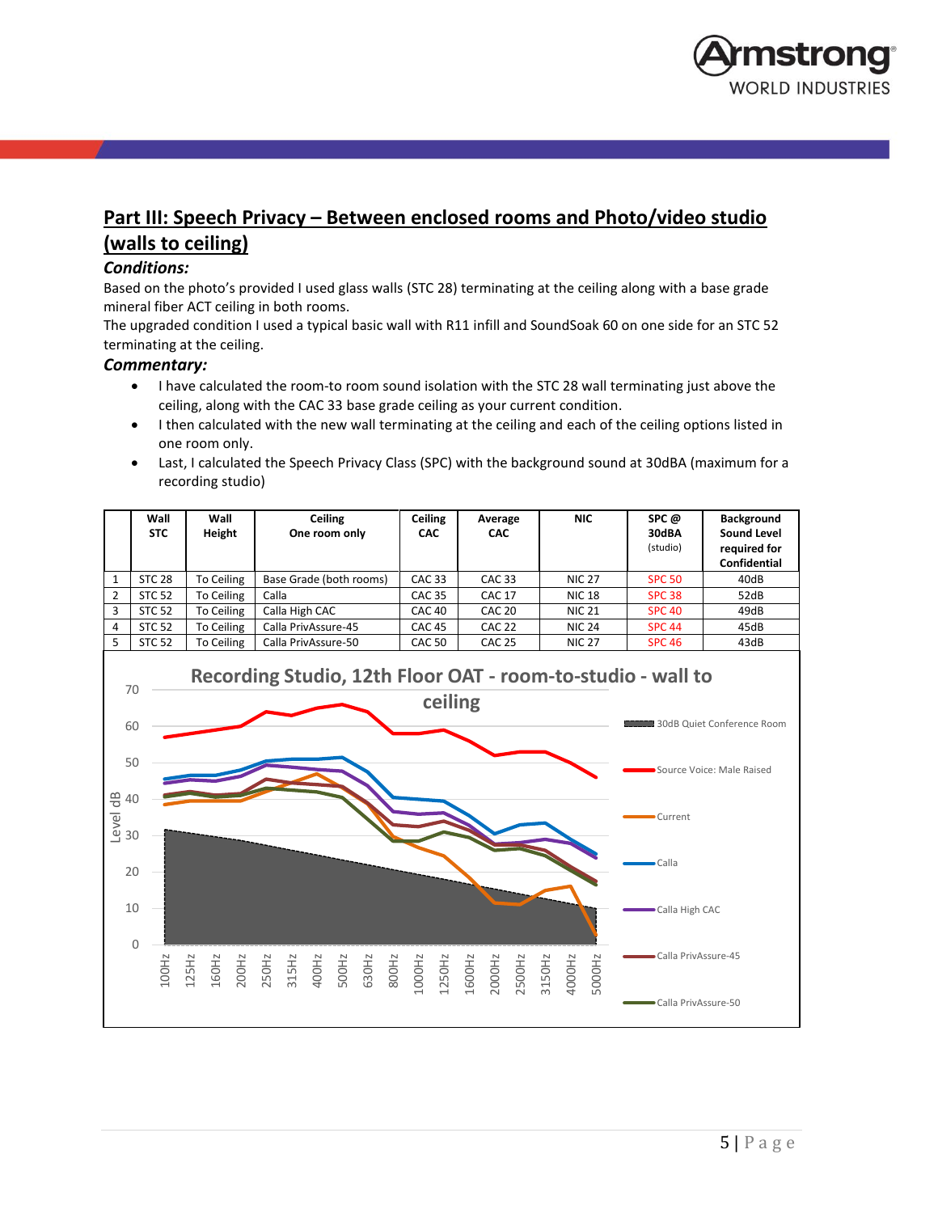## Part III: Speech Privacy – Between enclosed rooms and Photo/video studio (walls to ceiling)

### *Conditions:*

Based on the photo's provided I used glass walls (STC 28) terminating at the ceiling along with a base grade mineral fiber ACT ceiling in both rooms.

The upgraded condition I used a typical basic wall with R11 infill and SoundSoak 60 on one side for an STC 52 terminating at the ceiling.

### *Commentary:*

- I have calculated the room-to room sound isolation with the STC 28 wall terminating just above the ceiling, along with the CAC 33 base grade ceiling as your current condition.
- I then calculated with the new wall terminating at the ceiling and each of the ceiling options listed in one room only.
- Last, I calculated the Speech Privacy Class (SPC) with the background sound at 30dBA (maximum for a recording studio)

| | Wall STC | Wall Height | Ceiling One room only | Ceiling CAC | Average CAC | NIC | SPC @ 30dBA (studio) | Background Sound Level required for Confidential |
|---|---|---|---|---|---|---|---|---|
| 1 | STC 28 | To Ceiling | Base Grade (both rooms) | CAC 33 | CAC 33 | NIC 27 | SPC 50 | 40dB |
| 2 | STC 52 | To Ceiling | Calla | CAC 35 | CAC 17 | NIC 18 | SPC 38 | 52dB |
| 3 | STC 52 | To Ceiling | Calla High CAC | CAC 40 | CAC 20 | NIC 21 | SPC 40 | 49dB |
| 4 | STC 52 | To Ceiling | Calla PrivAssure-45 | CAC 45 | CAC 22 | NIC 24 | SPC 44 | 45dB |
| 5 | STC 52 | To Ceiling | Calla PrivAssure-50 | CAC 50 | CAC 25 | NIC 27 | SPC 46 | 43dB |

**Recording Studio, 12th Floor OAT - room-to-studio - wall to ceiling**

Legend: 30dB Quiet Conference Room; Source Voice: Male Raised; Current; Calla; Calla High CAC; Calla PrivAssure-45; Calla PrivAssure-50

Y-axis: Level dB (0–70). X-axis: 100Hz, 125Hz, 160Hz, 200Hz, 250Hz, 315Hz, 400Hz, 500Hz, 630Hz, 800Hz, 1000Hz, 1250Hz, 1600Hz, 2000Hz, 2500Hz, 3150Hz, 4000Hz, 5000Hz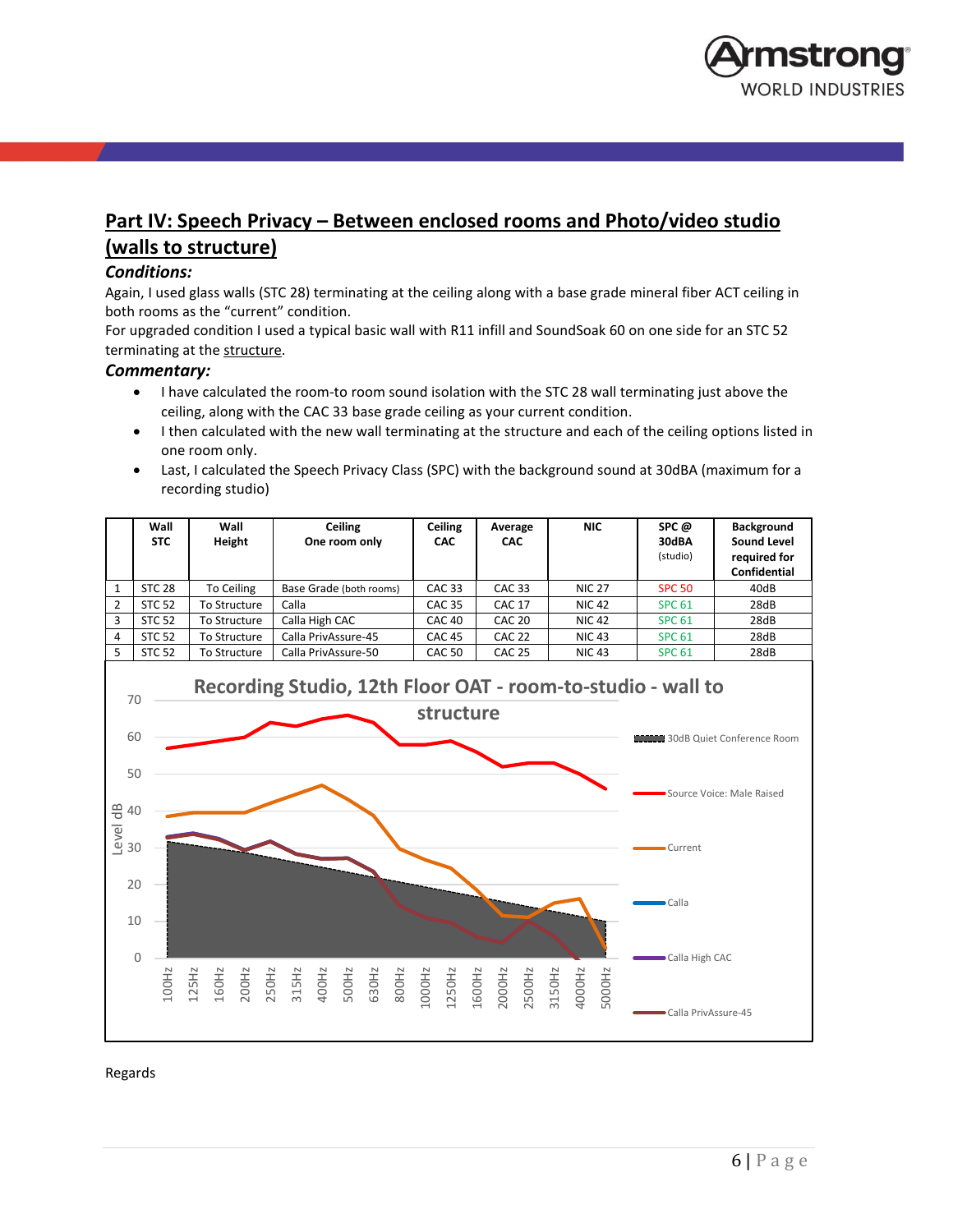## Part IV: Speech Privacy – Between enclosed rooms and Photo/video studio (walls to structure)

### *Conditions:*

Again, I used glass walls (STC 28) terminating at the ceiling along with a base grade mineral fiber ACT ceiling in both rooms as the "current" condition.

For upgraded condition I used a typical basic wall with R11 infill and SoundSoak 60 on one side for an STC 52 terminating at the structure.

### *Commentary:*

- I have calculated the room-to room sound isolation with the STC 28 wall terminating just above the ceiling, along with the CAC 33 base grade ceiling as your current condition.
- I then calculated with the new wall terminating at the structure and each of the ceiling options listed in one room only.
- Last, I calculated the Speech Privacy Class (SPC) with the background sound at 30dBA (maximum for a recording studio)

| | Wall STC | Wall Height | Ceiling One room only | Ceiling CAC | Average CAC | NIC | SPC @ 30dBA (studio) | Background Sound Level required for Confidential |
|---|---|---|---|---|---|---|---|---|
| 1 | STC 28 | To Ceiling | Base Grade (both rooms) | CAC 33 | CAC 33 | NIC 27 | SPC 50 | 40dB |
| 2 | STC 52 | To Structure | Calla | CAC 35 | CAC 17 | NIC 42 | SPC 61 | 28dB |
| 3 | STC 52 | To Structure | Calla High CAC | CAC 40 | CAC 20 | NIC 42 | SPC 61 | 28dB |
| 4 | STC 52 | To Structure | Calla PrivAssure-45 | CAC 45 | CAC 22 | NIC 43 | SPC 61 | 28dB |
| 5 | STC 52 | To Structure | Calla PrivAssure-50 | CAC 50 | CAC 25 | NIC 43 | SPC 61 | 28dB |

**Recording Studio, 12th Floor OAT - room-to-studio - wall to structure**

Level dB (0–70) vs. frequency (100Hz, 125Hz, 160Hz, 200Hz, 250Hz, 315Hz, 400Hz, 500Hz, 630Hz, 800Hz, 1000Hz, 1250Hz, 1600Hz, 2000Hz, 2500Hz, 3150Hz, 4000Hz, 5000Hz)

Legend: 30dB Quiet Conference Room; Source Voice: Male Raised; Current; Calla; Calla High CAC; Calla PrivAssure-45

Regards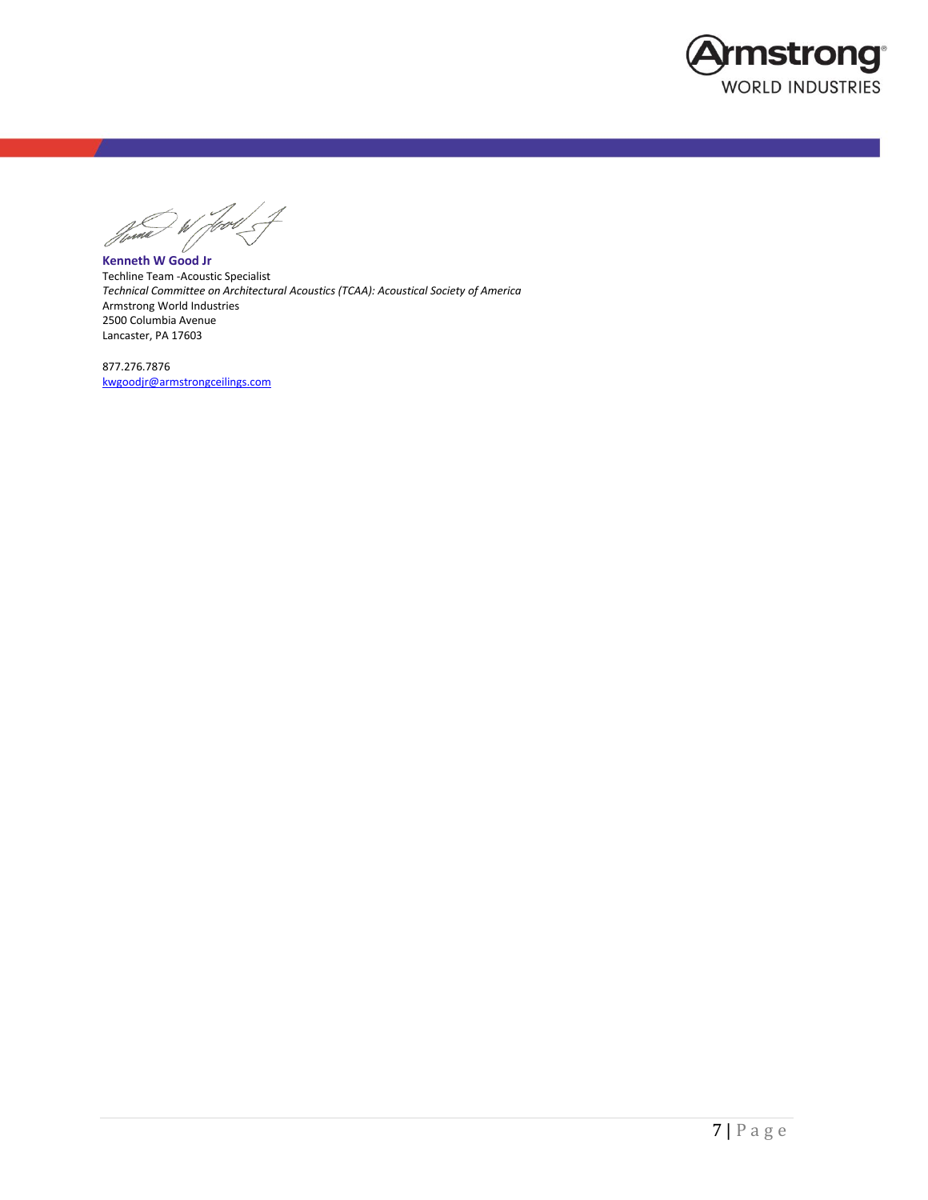**Kenneth W Good Jr**
Techline Team -Acoustic Specialist
*Technical Committee on Architectural Acoustics (TCAA): Acoustical Society of America*
Armstrong World Industries
2500 Columbia Avenue
Lancaster, PA 17603

877.276.7876
kwgoodjr@armstrongceilings.com